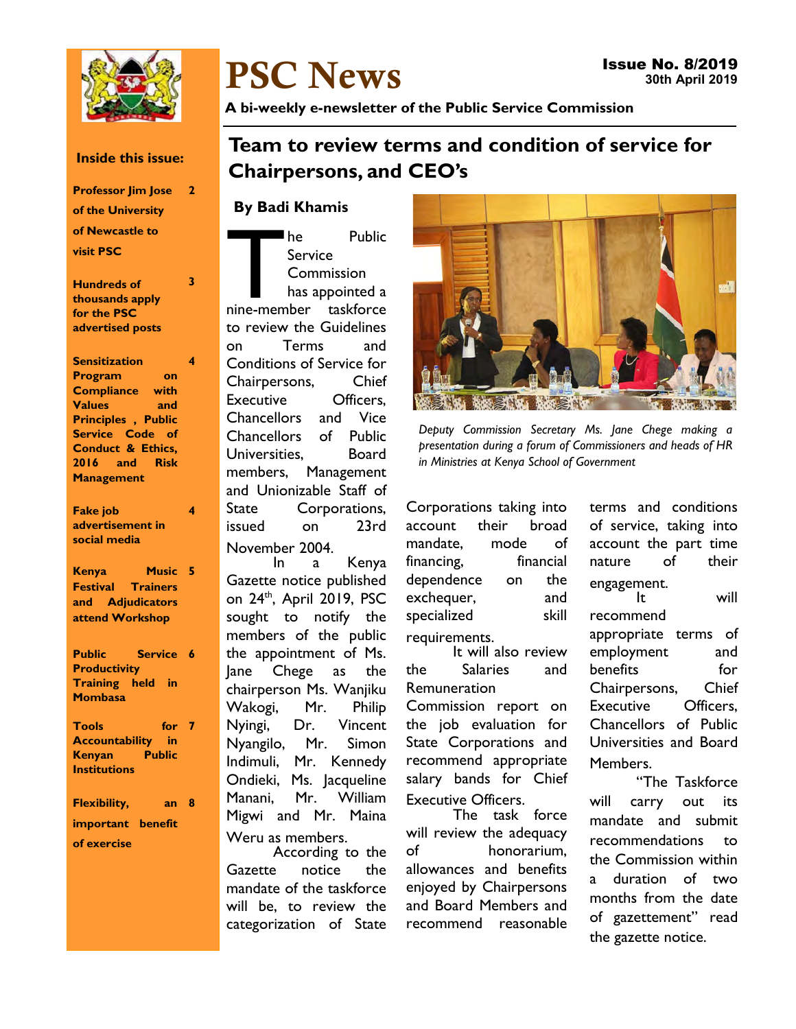# PSC News

**Issue No. 8/2019**
**30th April 2019**

**A bi-weekly e-newsletter of the Public Service Commission**

**Inside this issue:**

- **Professor Jim Jose of the University of Newcastle to visit PSC** — 2
- **Hundreds of thousands apply for the PSC advertised posts** — 3
- **Sensitization Program on Compliance with Values and Principles, Public Service Code of Conduct & Ethics, 2016 and Risk Management** — 4
- **Fake job advertisement in social media** — 4
- **Kenya Music Festival Trainers and Adjudicators attend Workshop** — 5
- **Public Service Productivity Training held in Mombasa** — 6
- **Tools for Accountability in Kenyan Public Institutions** — 7
- **Flexibility, an important benefit of exercise** — 8

## Team to review terms and condition of service for Chairpersons, and CEO's

**By Badi Khamis**

The Public Service Commission has appointed a nine-member taskforce to review the Guidelines on Terms and Conditions of Service for Chairpersons, Chief Executive Officers, Chancellors and Vice Chancellors of Public Universities, Board members, Management and Unionizable Staff of State Corporations, issued on 23rd November 2004.

In a Kenya Gazette notice published on 24th, April 2019, PSC sought to notify the members of the public the appointment of Ms. Jane Chege as the chairperson Ms. Wanjiku Wakogi, Mr. Philip Nyingi, Dr. Vincent Nyangilo, Mr. Simon Indimuli, Mr. Kennedy Ondieki, Ms. Jacqueline Manani, Mr. William Migwi and Mr. Maina Weru as members.

According to the Gazette notice the mandate of the taskforce will be, to review the categorization of State Corporations taking into account their broad mandate, mode of financing, financial dependence on the exchequer, and specialized skill requirements.

*Deputy Commission Secretary Ms. Jane Chege making a presentation during a forum of Commissioners and heads of HR in Ministries at Kenya School of Government*

It will also review the Salaries and Remuneration Commission report on the job evaluation for State Corporations and recommend appropriate salary bands for Chief Executive Officers.

The task force will review the adequacy of honorarium, allowances and benefits enjoyed by Chairpersons and Board Members and recommend reasonable terms and conditions of service, taking into account the part time nature of their engagement.

It will recommend appropriate terms of employment and benefits for Chairpersons, Chief Executive Officers, Chancellors of Public Universities and Board Members.

"The Taskforce will carry out its mandate and submit recommendations to the Commission within a duration of two months from the date of gazettement" read the gazette notice.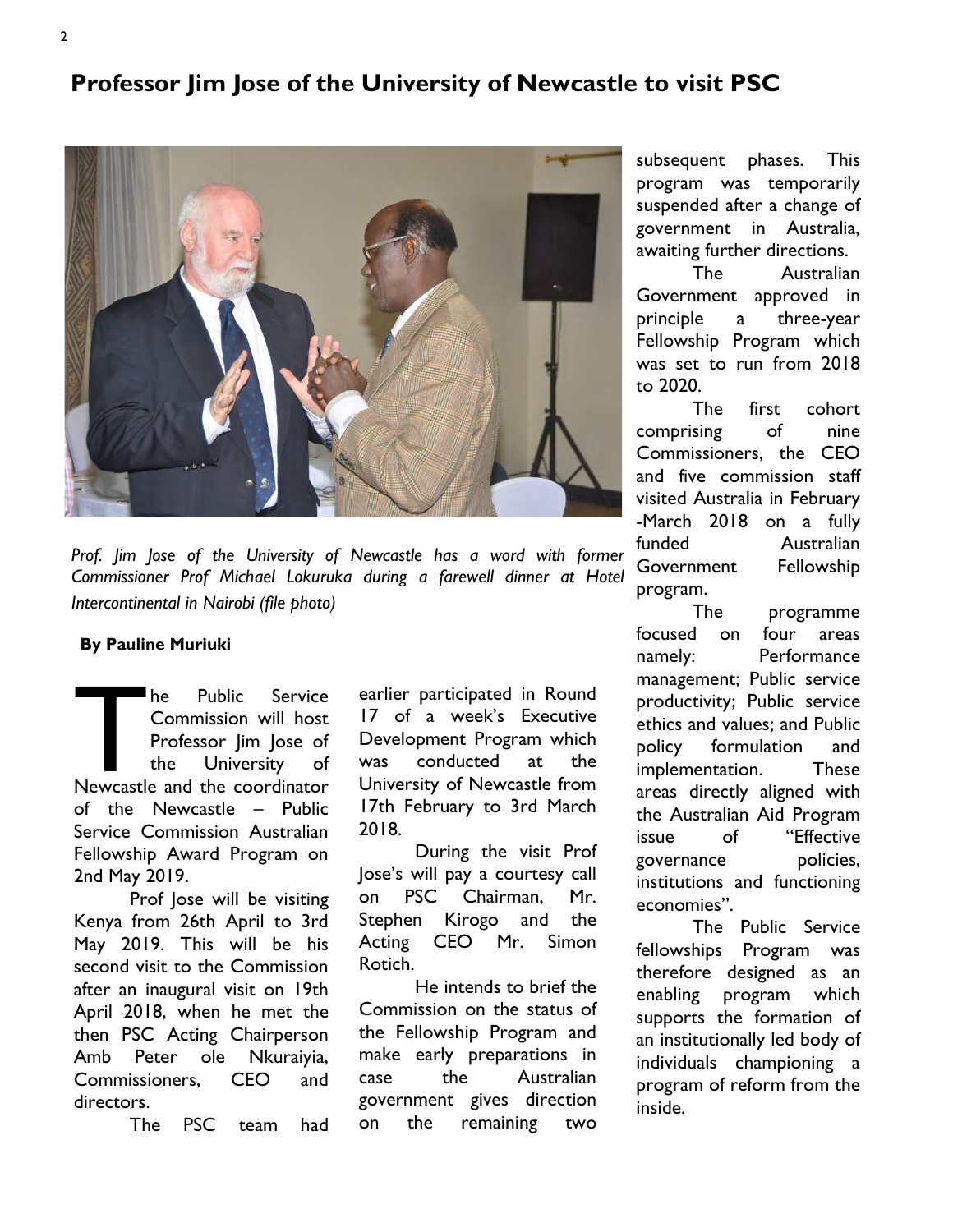# Professor Jim Jose of the University of Newcastle to visit PSC

*Prof. Jim Jose of the University of Newcastle has a word with former Commissioner Prof Michael Lokuruka during a farewell dinner at Hotel Intercontinental in Nairobi (file photo)*

**By Pauline Muriuki**

The Public Service Commission will host Professor Jim Jose of the University of Newcastle and the coordinator of the Newcastle – Public Service Commission Australian Fellowship Award Program on 2nd May 2019.

Prof Jose will be visiting Kenya from 26th April to 3rd May 2019. This will be his second visit to the Commission after an inaugural visit on 19th April 2018, when he met the then PSC Acting Chairperson Amb Peter ole Nkuraiyia, Commissioners, CEO and directors.

The PSC team had earlier participated in Round 17 of a week's Executive Development Program which was conducted at the University of Newcastle from 17th February to 3rd March 2018.

During the visit Prof Jose's will pay a courtesy call on PSC Chairman, Mr. Stephen Kirogo and the Acting CEO Mr. Simon Rotich.

He intends to brief the Commission on the status of the Fellowship Program and make early preparations in case the Australian government gives direction on the remaining two subsequent phases. This program was temporarily suspended after a change of government in Australia, awaiting further directions.

The Australian Government approved in principle a three-year Fellowship Program which was set to run from 2018 to 2020.

The first cohort comprising of nine Commissioners, the CEO and five commission staff visited Australia in February -March 2018 on a fully funded Australian Government Fellowship program.

The programme focused on four areas namely: Performance management; Public service productivity; Public service ethics and values; and Public policy formulation and implementation. These areas directly aligned with the Australian Aid Program issue of "Effective governance policies, institutions and functioning economies".

The Public Service fellowships Program was therefore designed as an enabling program which supports the formation of an institutionally led body of individuals championing a program of reform from the inside.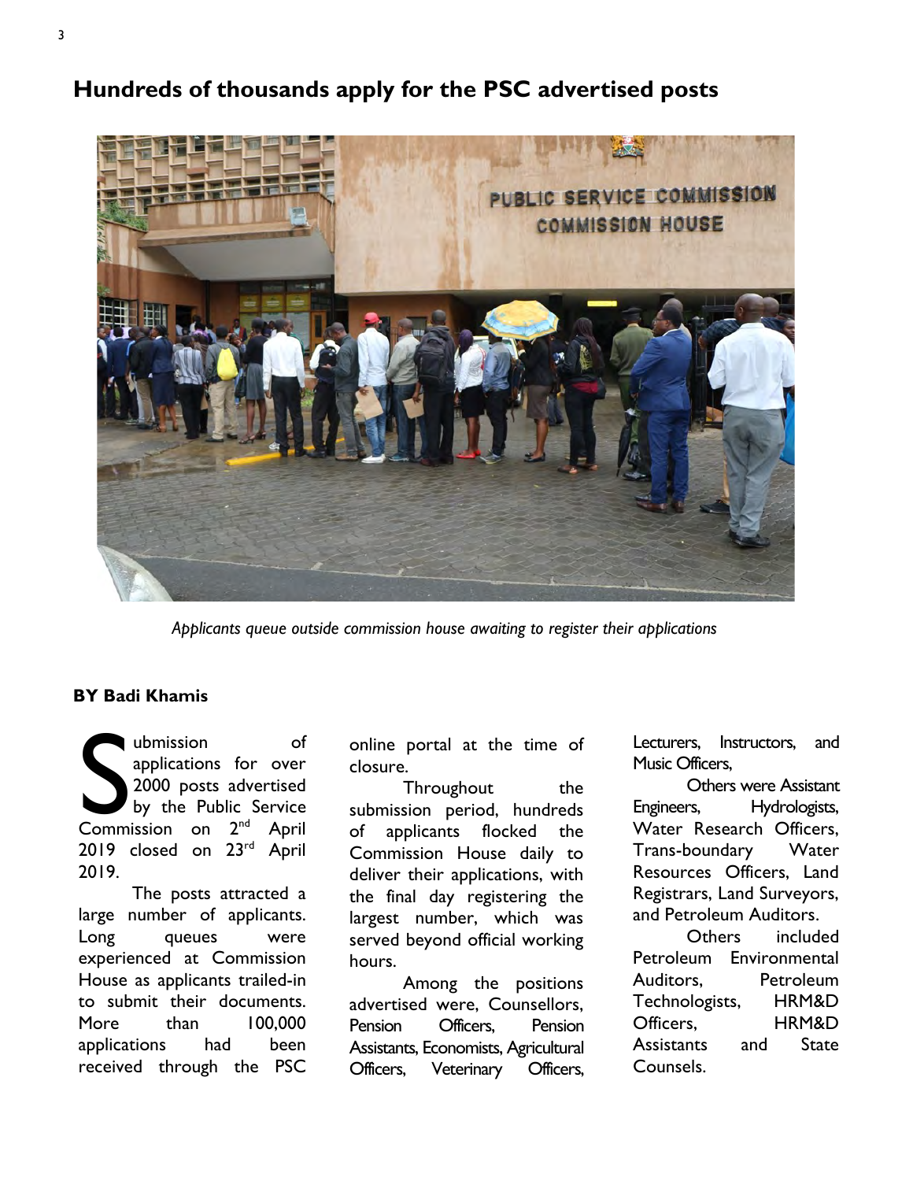# Hundreds of thousands apply for the PSC advertised posts

*Applicants queue outside commission house awaiting to register their applications*

**BY Badi Khamis**

Submission of applications for over 2000 posts advertised by the Public Service Commission on 2nd April 2019 closed on 23rd April 2019.

The posts attracted a large number of applicants. Long queues were experienced at Commission House as applicants trailed-in to submit their documents. More than 100,000 applications had been received through the PSC online portal at the time of closure.

Throughout the submission period, hundreds of applicants flocked the Commission House daily to deliver their applications, with the final day registering the largest number, which was served beyond official working hours.

Among the positions advertised were, Counsellors, Pension Officers, Pension Assistants, Economists, Agricultural Officers, Veterinary Officers, Lecturers, Instructors, and Music Officers,

Others were Assistant Engineers, Hydrologists, Water Research Officers, Trans-boundary Water Resources Officers, Land Registrars, Land Surveyors, and Petroleum Auditors.

Others included Petroleum Environmental Auditors, Petroleum Technologists, HRM&D Officers, HRM&D Assistants and State Counsels.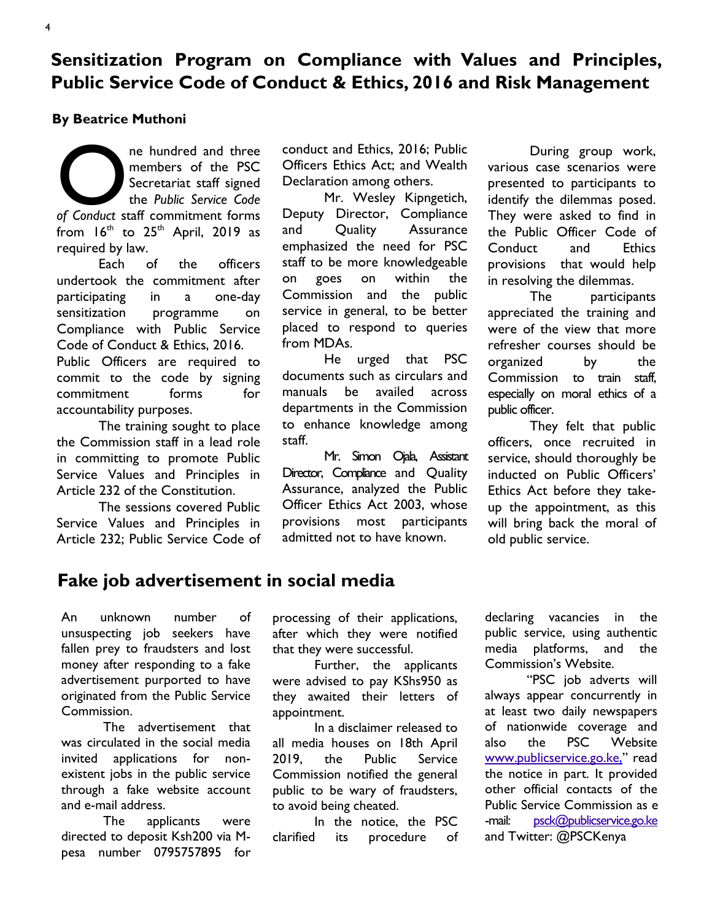# Sensitization Program on Compliance with Values and Principles, Public Service Code of Conduct & Ethics, 2016 and Risk Management

**By Beatrice Muthoni**

One hundred and three members of the PSC Secretariat staff signed the *Public Service Code of Conduct* staff commitment forms from 16th to 25th April, 2019 as required by law.

Each of the officers undertook the commitment after participating in a one-day sensitization programme on Compliance with Public Service Code of Conduct & Ethics, 2016.

Public Officers are required to commit to the code by signing commitment forms for accountability purposes.

The training sought to place the Commission staff in a lead role in committing to promote Public Service Values and Principles in Article 232 of the Constitution.

The sessions covered Public Service Values and Principles in Article 232; Public Service Code of conduct and Ethics, 2016; Public Officers Ethics Act; and Wealth Declaration among others.

Mr. Wesley Kipngetich, Deputy Director, Compliance and Quality Assurance emphasized the need for PSC staff to be more knowledgeable on goes on within the Commission and the public service in general, to be better placed to respond to queries from MDAs.

He urged that PSC documents such as circulars and manuals be availed across departments in the Commission to enhance knowledge among staff.

Mr. Simon Ojala, Assistant Director, Compliance and Quality Assurance, analyzed the Public Officer Ethics Act 2003, whose provisions most participants admitted not to have known.

During group work, various case scenarios were presented to participants to identify the dilemmas posed. They were asked to find in the Public Officer Code of Conduct and Ethics provisions that would help in resolving the dilemmas.

The participants appreciated the training and were of the view that more refresher courses should be organized by the Commission to train staff, especially on moral ethics of a public officer.

They felt that public officers, once recruited in service, should thoroughly be inducted on Public Officers' Ethics Act before they take-up the appointment, as this will bring back the moral of old public service.

# Fake job advertisement in social media

An unknown number of unsuspecting job seekers have fallen prey to fraudsters and lost money after responding to a fake advertisement purported to have originated from the Public Service Commission.

The advertisement that was circulated in the social media invited applications for non-existent jobs in the public service through a fake website account and e-mail address.

The applicants were directed to deposit Ksh200 via M-pesa number 0795757895 for processing of their applications, after which they were notified that they were successful.

Further, the applicants were advised to pay KShs950 as they awaited their letters of appointment.

In a disclaimer released to all media houses on 18th April 2019, the Public Service Commission notified the general public to be wary of fraudsters, to avoid being cheated.

In the notice, the PSC clarified its procedure of declaring vacancies in the public service, using authentic media platforms, and the Commission's Website.

"PSC job adverts will always appear concurrently in at least two daily newspapers of nationwide coverage and also the PSC Website www.publicservice.go.ke," read the notice in part. It provided other official contacts of the Public Service Commission as e-mail: psck@publicservice.go.ke and Twitter: @PSCKenya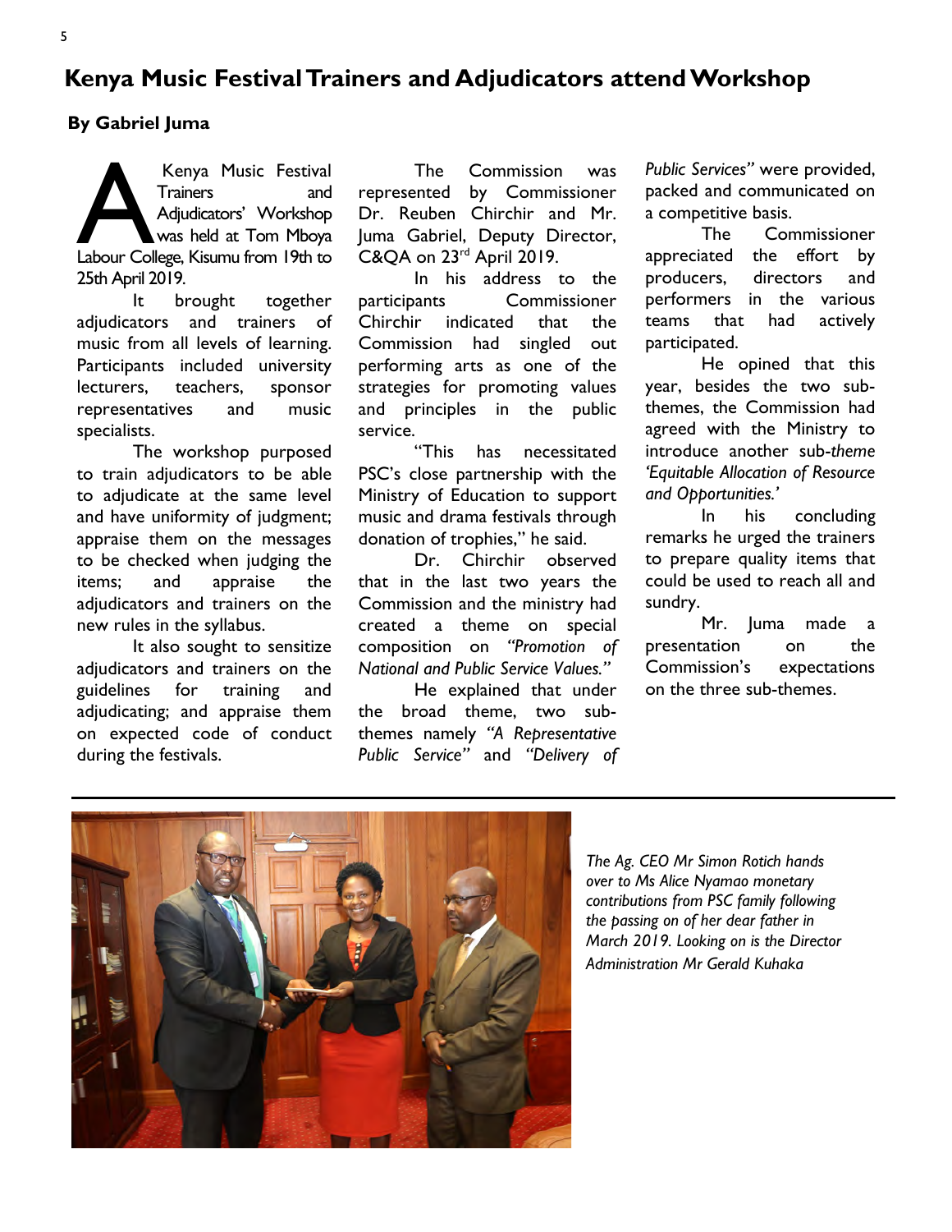# Kenya Music Festival Trainers and Adjudicators attend Workshop

**By Gabriel Juma**

A Kenya Music Festival Trainers and Adjudicators' Workshop was held at Tom Mboya Labour College, Kisumu from 19th to 25th April 2019.

It brought together adjudicators and trainers of music from all levels of learning. Participants included university lecturers, teachers, sponsor representatives and music specialists.

The workshop purposed to train adjudicators to be able to adjudicate at the same level and have uniformity of judgment; appraise them on the messages to be checked when judging the items; and appraise the adjudicators and trainers on the new rules in the syllabus.

It also sought to sensitize adjudicators and trainers on the guidelines for training and adjudicating; and appraise them on expected code of conduct during the festivals.

The Commission was represented by Commissioner Dr. Reuben Chirchir and Mr. Juma Gabriel, Deputy Director, C&QA on 23rd April 2019.

In his address to the participants Commissioner Chirchir indicated that the Commission had singled out performing arts as one of the strategies for promoting values and principles in the public service.

"This has necessitated PSC's close partnership with the Ministry of Education to support music and drama festivals through donation of trophies," he said.

Dr. Chirchir observed that in the last two years the Commission and the ministry had created a theme on special composition on *"Promotion of National and Public Service Values."*

He explained that under the broad theme, two sub-themes namely *"A Representative Public Service"* and *"Delivery of Public Services"* were provided, packed and communicated on a competitive basis.

The Commissioner appreciated the effort by producers, directors and performers in the various teams that had actively participated.

He opined that this year, besides the two sub-themes, the Commission had agreed with the Ministry to introduce another sub-*theme 'Equitable Allocation of Resource and Opportunities.'*

In his concluding remarks he urged the trainers to prepare quality items that could be used to reach all and sundry.

Mr. Juma made a presentation on the Commission's expectations on the three sub-themes.

*The Ag. CEO Mr Simon Rotich hands over to Ms Alice Nyamao monetary contributions from PSC family following the passing on of her dear father in March 2019. Looking on is the Director Administration Mr Gerald Kuhaka*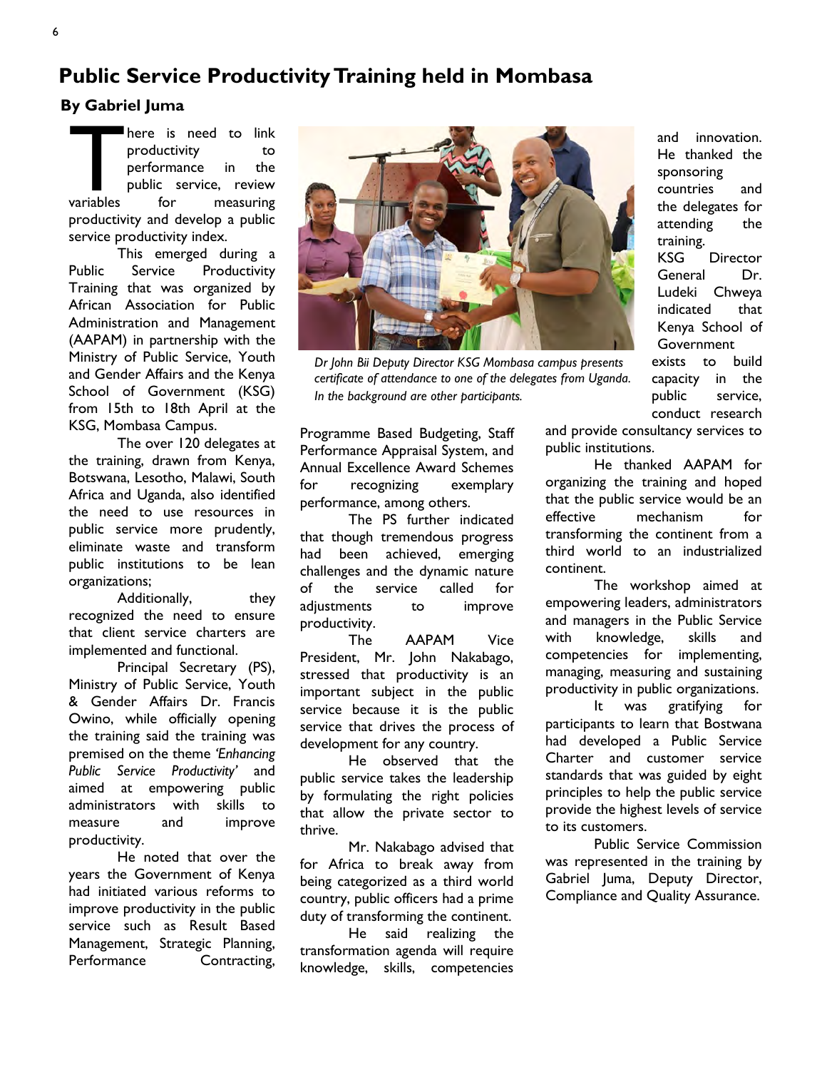# Public Service Productivity Training held in Mombasa

**By Gabriel Juma**

There is need to link productivity to performance in the public service, review variables for measuring productivity and develop a public service productivity index.

This emerged during a Public Service Productivity Training that was organized by African Association for Public Administration and Management (AAPAM) in partnership with the Ministry of Public Service, Youth and Gender Affairs and the Kenya School of Government (KSG) from 15th to 18th April at the KSG, Mombasa Campus.

The over 120 delegates at the training, drawn from Kenya, Botswana, Lesotho, Malawi, South Africa and Uganda, also identified the need to use resources in public service more prudently, eliminate waste and transform public institutions to be lean organizations;

Additionally, they recognized the need to ensure that client service charters are implemented and functional.

Principal Secretary (PS), Ministry of Public Service, Youth & Gender Affairs Dr. Francis Owino, while officially opening the training said the training was premised on the theme *'Enhancing Public Service Productivity'* and aimed at empowering public administrators with skills to measure and improve productivity.

He noted that over the years the Government of Kenya had initiated various reforms to improve productivity in the public service such as Result Based Management, Strategic Planning, Performance Contracting, Programme Based Budgeting, Staff Performance Appraisal System, and Annual Excellence Award Schemes for recognizing exemplary performance, among others.

*Dr John Bii Deputy Director KSG Mombasa campus presents certificate of attendance to one of the delegates from Uganda. In the background are other participants.*

The PS further indicated that though tremendous progress had been achieved, emerging challenges and the dynamic nature of the service called for adjustments to improve productivity.

The AAPAM Vice President, Mr. John Nakabago, stressed that productivity is an important subject in the public service because it is the public service that drives the process of development for any country.

He observed that the public service takes the leadership by formulating the right policies that allow the private sector to thrive.

Mr. Nakabago advised that for Africa to break away from being categorized as a third world country, public officers had a prime duty of transforming the continent.

He said realizing the transformation agenda will require knowledge, skills, competencies and innovation. He thanked the sponsoring countries and the delegates for attending the training.

KSG Director General Dr. Ludeki Chweya indicated that Kenya School of Government exists to build capacity in the public service, conduct research and provide consultancy services to public institutions.

He thanked AAPAM for organizing the training and hoped that the public service would be an effective mechanism for transforming the continent from a third world to an industrialized continent.

The workshop aimed at empowering leaders, administrators and managers in the Public Service with knowledge, skills and competencies for implementing, managing, measuring and sustaining productivity in public organizations.

It was gratifying for participants to learn that Botswana had developed a Public Service Charter and customer service standards that was guided by eight principles to help the public service provide the highest levels of service to its customers.

Public Service Commission was represented in the training by Gabriel Juma, Deputy Director, Compliance and Quality Assurance.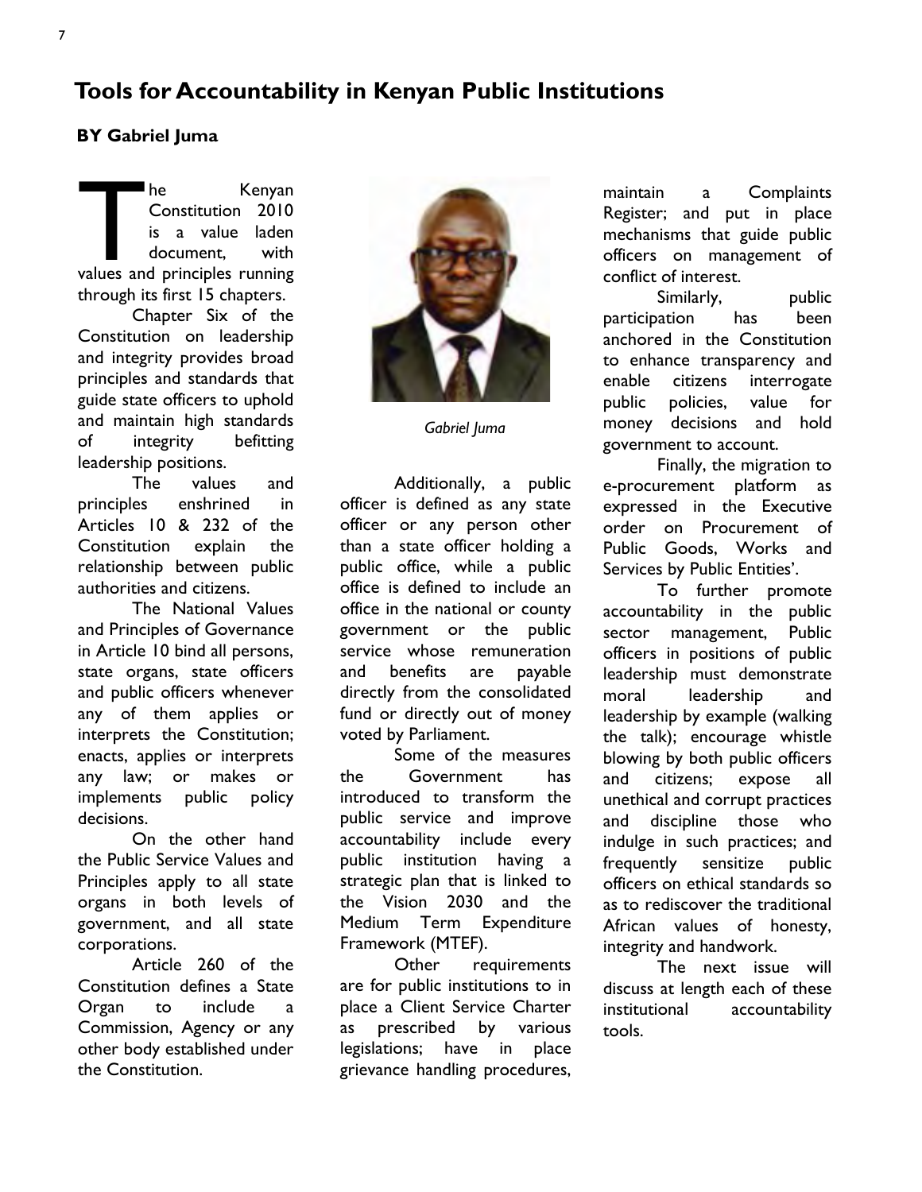# Tools for Accountability in Kenyan Public Institutions

**BY Gabriel Juma**

The Kenyan Constitution 2010 is a value laden document, with values and principles running through its first 15 chapters.

Chapter Six of the Constitution on leadership and integrity provides broad principles and standards that guide state officers to uphold and maintain high standards of integrity befitting leadership positions.

The values and principles enshrined in Articles 10 & 232 of the Constitution explain the relationship between public authorities and citizens.

The National Values and Principles of Governance in Article 10 bind all persons, state organs, state officers and public officers whenever any of them applies or interprets the Constitution; enacts, applies or interprets any law; or makes or implements public policy decisions.

On the other hand the Public Service Values and Principles apply to all state organs in both levels of government, and all state corporations.

Article 260 of the Constitution defines a State Organ to include a Commission, Agency or any other body established under the Constitution.

*Gabriel Juma*

Additionally, a public officer is defined as any state officer or any person other than a state officer holding a public office, while a public office is defined to include an office in the national or county government or the public service whose remuneration and benefits are payable directly from the consolidated fund or directly out of money voted by Parliament.

Some of the measures the Government has introduced to transform the public service and improve accountability include every public institution having a strategic plan that is linked to the Vision 2030 and the Medium Term Expenditure Framework (MTEF).

Other requirements are for public institutions to in place a Client Service Charter as prescribed by various legislations; have in place grievance handling procedures, maintain a Complaints Register; and put in place mechanisms that guide public officers on management of conflict of interest.

Similarly, public participation has been anchored in the Constitution to enhance transparency and enable citizens interrogate public policies, value for money decisions and hold government to account.

Finally, the migration to e-procurement platform as expressed in the Executive order on Procurement of Public Goods, Works and Services by Public Entities'.

To further promote accountability in the public sector management, Public officers in positions of public leadership must demonstrate moral leadership and leadership by example (walking the talk); encourage whistle blowing by both public officers and citizens; expose all unethical and corrupt practices and discipline those who indulge in such practices; and frequently sensitize public officers on ethical standards so as to rediscover the traditional African values of honesty, integrity and handwork.

The next issue will discuss at length each of these institutional accountability tools.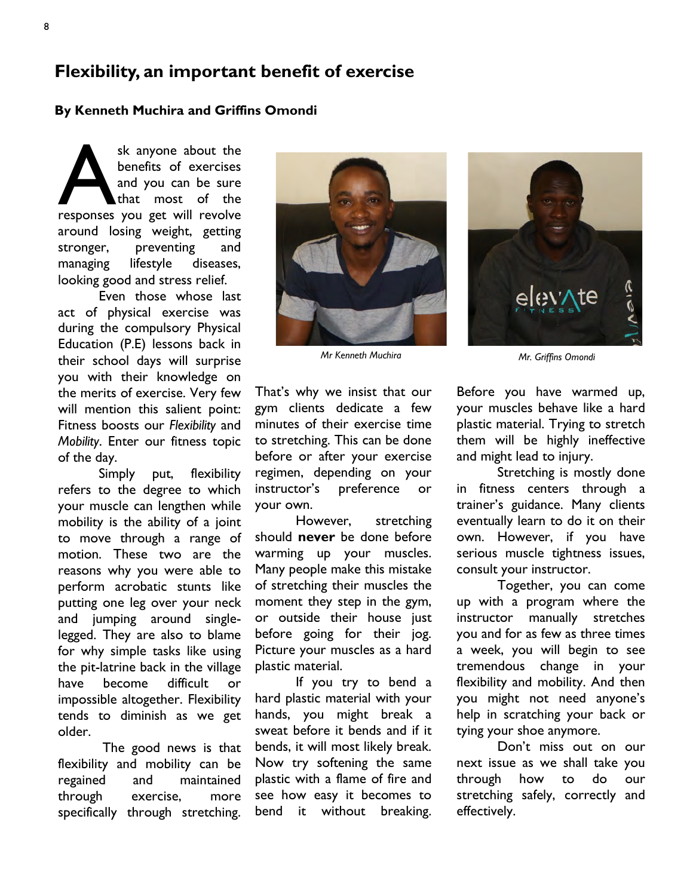## Flexibility, an important benefit of exercise

**By Kenneth Muchira and Griffins Omondi**

Ask anyone about the benefits of exercises and you can be sure that most of the responses you get will revolve around losing weight, getting stronger, preventing and managing lifestyle diseases, looking good and stress relief.

Even those whose last act of physical exercise was during the compulsory Physical Education (P.E) lessons back in their school days will surprise you with their knowledge on the merits of exercise. Very few will mention this salient point: Fitness boosts our *Flexibility* and *Mobility*. Enter our fitness topic of the day.

Simply put, flexibility refers to the degree to which your muscle can lengthen while mobility is the ability of a joint to move through a range of motion. These two are the reasons why you were able to perform acrobatic stunts like putting one leg over your neck and jumping around single-legged. They are also to blame for why simple tasks like using the pit-latrine back in the village have become difficult or impossible altogether. Flexibility tends to diminish as we get older.

The good news is that flexibility and mobility can be regained and maintained through exercise, more specifically through stretching.

*Mr Kenneth Muchira*

*Mr. Griffins Omondi*

That's why we insist that our gym clients dedicate a few minutes of their exercise time to stretching. This can be done before or after your exercise regimen, depending on your instructor's preference or your own.

However, stretching should **never** be done before warming up your muscles. Many people make this mistake of stretching their muscles the moment they step in the gym, or outside their house just before going for their jog. Picture your muscles as a hard plastic material.

If you try to bend a hard plastic material with your hands, you might break a sweat before it bends and if it bends, it will most likely break. Now try softening the same plastic with a flame of fire and see how easy it becomes to bend it without breaking.

Before you have warmed up, your muscles behave like a hard plastic material. Trying to stretch them will be highly ineffective and might lead to injury.

Stretching is mostly done in fitness centers through a trainer's guidance. Many clients eventually learn to do it on their own. However, if you have serious muscle tightness issues, consult your instructor.

Together, you can come up with a program where the instructor manually stretches you and for as few as three times a week, you will begin to see tremendous change in your flexibility and mobility. And then you might not need anyone's help in scratching your back or tying your shoe anymore.

Don't miss out on our next issue as we shall take you through how to do our stretching safely, correctly and effectively.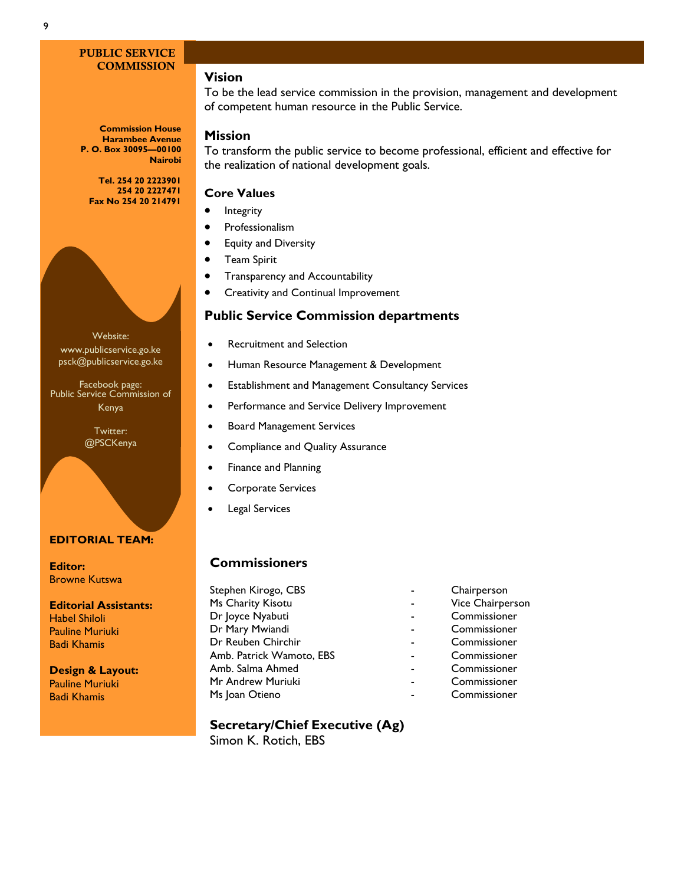**PUBLIC SERVICE COMMISSION**

**Commission House**
**Harambee Avenue**
**P. O. Box 30095—00100**
**Nairobi**

**Tel. 254 20 2223901**
**254 20 2227471**
**Fax No 254 20 214791**

Website:
www.publicservice.go.ke
psck@publicservice.go.ke

Facebook page:
Public Service Commission of Kenya

Twitter:
@PSCKenya

**EDITORIAL TEAM:**

**Editor:**
Browne Kutswa

**Editorial Assistants:**
Habel Shiloli
Pauline Muriuki
Badi Khamis

**Design & Layout:**
Pauline Muriuki
Badi Khamis

## Vision

To be the lead service commission in the provision, management and development of competent human resource in the Public Service.

## Mission

To transform the public service to become professional, efficient and effective for the realization of national development goals.

## Core Values

- Integrity
- Professionalism
- Equity and Diversity
- Team Spirit
- Transparency and Accountability
- Creativity and Continual Improvement

## Public Service Commission departments

- Recruitment and Selection
- Human Resource Management & Development
- Establishment and Management Consultancy Services
- Performance and Service Delivery Improvement
- Board Management Services
- Compliance and Quality Assurance
- Finance and Planning
- Corporate Services
- Legal Services

## Commissioners

| | | |
|---|---|---|
| Stephen Kirogo, CBS | - | Chairperson |
| Ms Charity Kisotu | - | Vice Chairperson |
| Dr Joyce Nyabuti | - | Commissioner |
| Dr Mary Mwiandi | - | Commissioner |
| Dr Reuben Chirchir | - | Commissioner |
| Amb. Patrick Wamoto, EBS | - | Commissioner |
| Amb. Salma Ahmed | - | Commissioner |
| Mr Andrew Muriuki | - | Commissioner |
| Ms Joan Otieno | - | Commissioner |

## Secretary/Chief Executive (Ag)

Simon K. Rotich, EBS